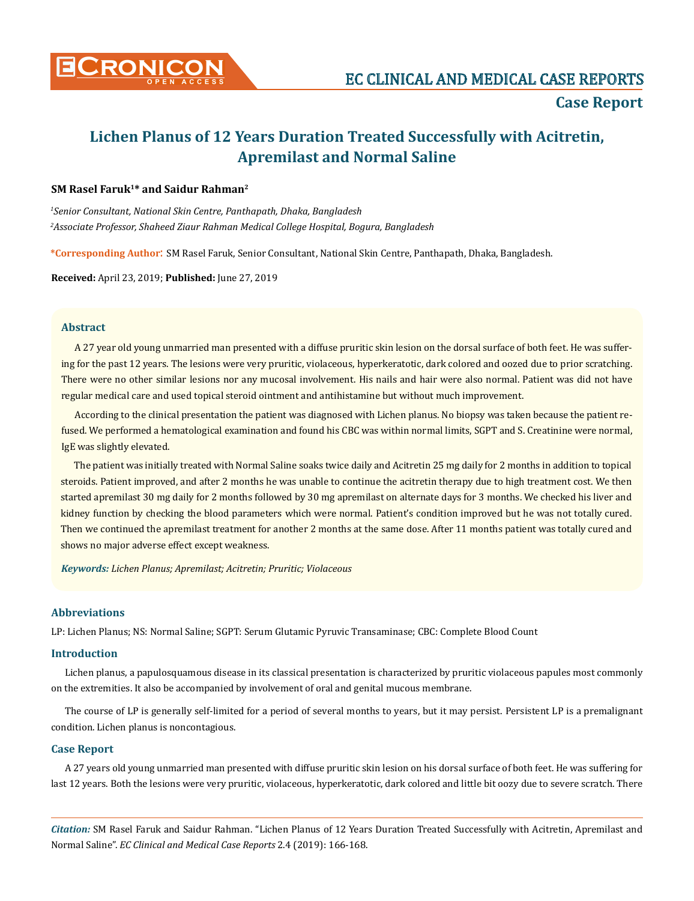# Lichen Planus of 12 Years Duration Treated Successfully with Acitretin, Apremilast and Normal Saline

**SM Rasel Faruk[1]* and Saidur Rahman[2]**

*[1]Senior Consultant, National Skin Centre, Panthapath, Dhaka, Bangladesh*

*[2]Associate Professor, Shaheed Ziaur Rahman Medical College Hospital, Bogura, Bangladesh*

**\*Corresponding Author:** SM Rasel Faruk, Senior Consultant, National Skin Centre, Panthapath, Dhaka, Bangladesh.

**Received:** April 23, 2019; **Published:** June 27, 2019

## Abstract

A 27 year old young unmarried man presented with a diffuse pruritic skin lesion on the dorsal surface of both feet. He was suffering for the past 12 years. The lesions were very pruritic, violaceous, hyperkeratotic, dark colored and oozed due to prior scratching. There were no other similar lesions nor any mucosal involvement. His nails and hair were also normal. Patient was did not have regular medical care and used topical steroid ointment and antihistamine but without much improvement.

According to the clinical presentation the patient was diagnosed with Lichen planus. No biopsy was taken because the patient refused. We performed a hematological examination and found his CBC was within normal limits, SGPT and S. Creatinine were normal, IgE was slightly elevated.

The patient was initially treated with Normal Saline soaks twice daily and Acitretin 25 mg daily for 2 months in addition to topical steroids. Patient improved, and after 2 months he was unable to continue the acitretin therapy due to high treatment cost. We then started apremilast 30 mg daily for 2 months followed by 30 mg apremilast on alternate days for 3 months. We checked his liver and kidney function by checking the blood parameters which were normal. Patient's condition improved but he was not totally cured. Then we continued the apremilast treatment for another 2 months at the same dose. After 11 months patient was totally cured and shows no major adverse effect except weakness.

***Keywords:** Lichen Planus; Apremilast; Acitretin; Pruritic; Violaceous*

## Abbreviations

LP: Lichen Planus; NS: Normal Saline; SGPT: Serum Glutamic Pyruvic Transaminase; CBC: Complete Blood Count

## Introduction

Lichen planus, a papulosquamous disease in its classical presentation is characterized by pruritic violaceous papules most commonly on the extremities. It also be accompanied by involvement of oral and genital mucous membrane.

The course of LP is generally self-limited for a period of several months to years, but it may persist. Persistent LP is a premalignant condition. Lichen planus is noncontagious.

## Case Report

A 27 years old young unmarried man presented with diffuse pruritic skin lesion on his dorsal surface of both feet. He was suffering for last 12 years. Both the lesions were very pruritic, violaceous, hyperkeratotic, dark colored and little bit oozy due to severe scratch. There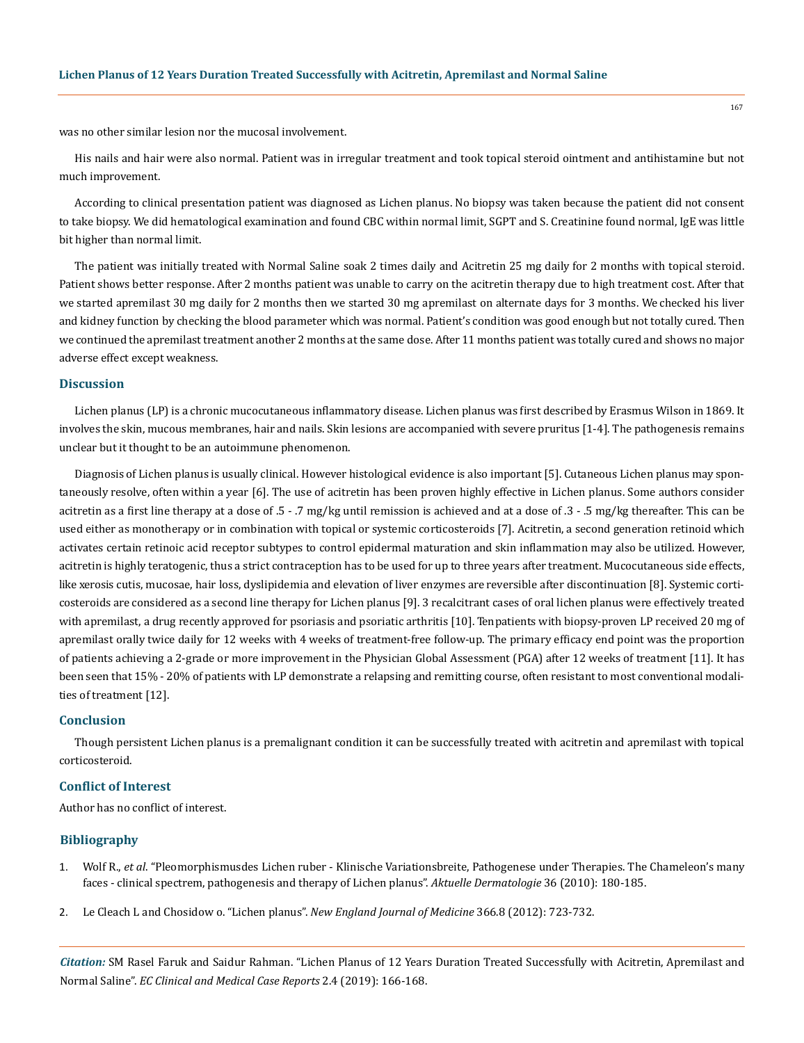was no other similar lesion nor the mucosal involvement.

His nails and hair were also normal. Patient was in irregular treatment and took topical steroid ointment and antihistamine but not much improvement.

According to clinical presentation patient was diagnosed as Lichen planus. No biopsy was taken because the patient did not consent to take biopsy. We did hematological examination and found CBC within normal limit, SGPT and S. Creatinine found normal, IgE was little bit higher than normal limit.

The patient was initially treated with Normal Saline soak 2 times daily and Acitretin 25 mg daily for 2 months with topical steroid. Patient shows better response. After 2 months patient was unable to carry on the acitretin therapy due to high treatment cost. After that we started apremilast 30 mg daily for 2 months then we started 30 mg apremilast on alternate days for 3 months. We checked his liver and kidney function by checking the blood parameter which was normal. Patient's condition was good enough but not totally cured. Then we continued the apremilast treatment another 2 months at the same dose. After 11 months patient was totally cured and shows no major adverse effect except weakness.

## Discussion

Lichen planus (LP) is a chronic mucocutaneous inflammatory disease. Lichen planus was first described by Erasmus Wilson in 1869. It involves the skin, mucous membranes, hair and nails. Skin lesions are accompanied with severe pruritus [1-4]. The pathogenesis remains unclear but it thought to be an autoimmune phenomenon.

Diagnosis of Lichen planus is usually clinical. However histological evidence is also important [5]. Cutaneous Lichen planus may spontaneously resolve, often within a year [6]. The use of acitretin has been proven highly effective in Lichen planus. Some authors consider acitretin as a first line therapy at a dose of .5 - .7 mg/kg until remission is achieved and at a dose of .3 - .5 mg/kg thereafter. This can be used either as monotherapy or in combination with topical or systemic corticosteroids [7]. Acitretin, a second generation retinoid which activates certain retinoic acid receptor subtypes to control epidermal maturation and skin inflammation may also be utilized. However, acitretin is highly teratogenic, thus a strict contraception has to be used for up to three years after treatment. Mucocutaneous side effects, like xerosis cutis, mucosae, hair loss, dyslipidemia and elevation of liver enzymes are reversible after discontinuation [8]. Systemic corticosteroids are considered as a second line therapy for Lichen planus [9]. 3 recalcitrant cases of oral lichen planus were effectively treated with apremilast, a drug recently approved for psoriasis and psoriatic arthritis [10]. Tenpatients with biopsy-proven LP received 20 mg of apremilast orally twice daily for 12 weeks with 4 weeks of treatment-free follow-up. The primary efficacy end point was the proportion of patients achieving a 2-grade or more improvement in the Physician Global Assessment (PGA) after 12 weeks of treatment [11]. It has been seen that 15% - 20% of patients with LP demonstrate a relapsing and remitting course, often resistant to most conventional modalities of treatment [12].

## Conclusion

Though persistent Lichen planus is a premalignant condition it can be successfully treated with acitretin and apremilast with topical corticosteroid.

## Conflict of Interest

Author has no conflict of interest.

## Bibliography

1. Wolf R., *et al.* "Pleomorphismusdes Lichen ruber - Klinische Variationsbreite, Pathogenese under Therapies. The Chameleon's many faces - clinical spectrem, pathogenesis and therapy of Lichen planus". *Aktuelle Dermatologie* 36 (2010): 180-185.
2. Le Cleach L and Chosidow o. "Lichen planus". *New England Journal of Medicine* 366.8 (2012): 723-732.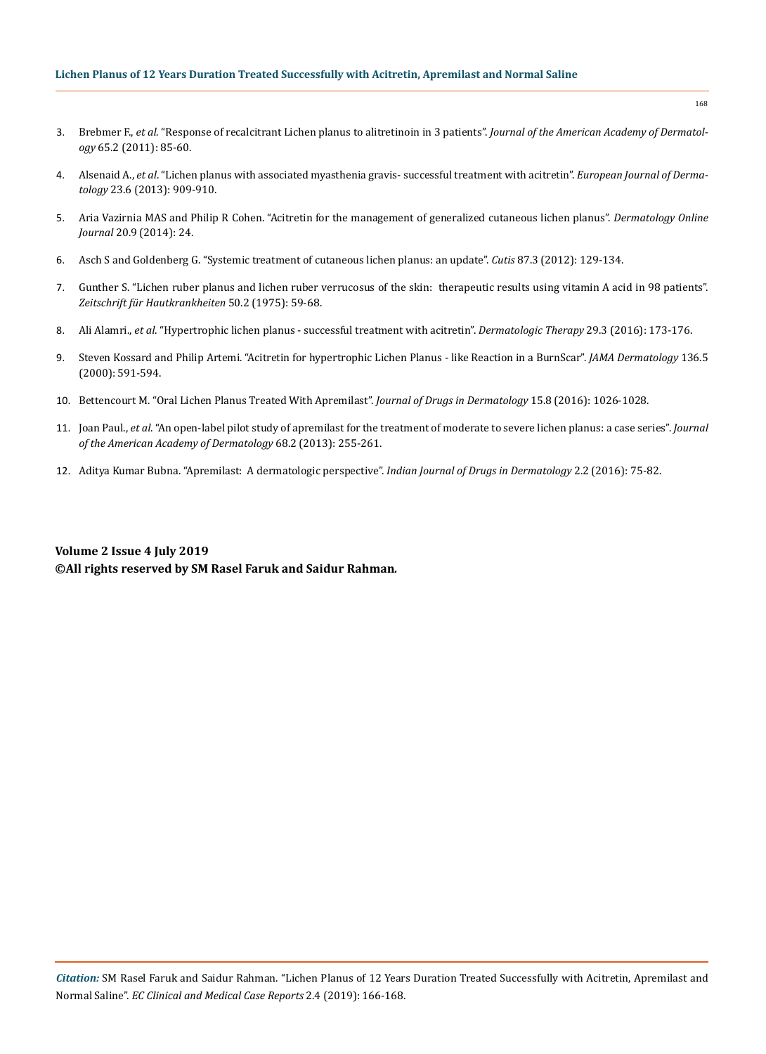3. Brebmer F., *et al*. "Response of recalcitrant Lichen planus to alitretinoin in 3 patients". *Journal of the American Academy of Dermatology* 65.2 (2011): 85-60.
4. Alsenaid A., *et al*. "Lichen planus with associated myasthenia gravis- successful treatment with acitretin". *European Journal of Dermatology* 23.6 (2013): 909-910.
5. Aria Vazirnia MAS and Philip R Cohen. "Acitretin for the management of generalized cutaneous lichen planus". *Dermatology Online Journal* 20.9 (2014): 24.
6. Asch S and Goldenberg G. "Systemic treatment of cutaneous lichen planus: an update". *Cutis* 87.3 (2012): 129-134.
7. Gunther S. "Lichen ruber planus and lichen ruber verrucosus of the skin: therapeutic results using vitamin A acid in 98 patients". *Zeitschrift für Hautkrankheiten* 50.2 (1975): 59-68.
8. Ali Alamri., *et al*. "Hypertrophic lichen planus - successful treatment with acitretin". *Dermatologic Therapy* 29.3 (2016): 173-176.
9. Steven Kossard and Philip Artemi. "Acitretin for hypertrophic Lichen Planus - like Reaction in a BurnScar". *JAMA Dermatology* 136.5 (2000): 591-594.
10. Bettencourt M. "Oral Lichen Planus Treated With Apremilast". *Journal of Drugs in Dermatology* 15.8 (2016): 1026-1028.
11. Joan Paul., *et al*. "An open-label pilot study of apremilast for the treatment of moderate to severe lichen planus: a case series". *Journal of the American Academy of Dermatology* 68.2 (2013): 255-261.
12. Aditya Kumar Bubna. "Apremilast: A dermatologic perspective". *Indian Journal of Drugs in Dermatology* 2.2 (2016): 75-82.

**Volume 2 Issue 4 July 2019**
**©All rights reserved by SM Rasel Faruk and Saidur Rahman.**